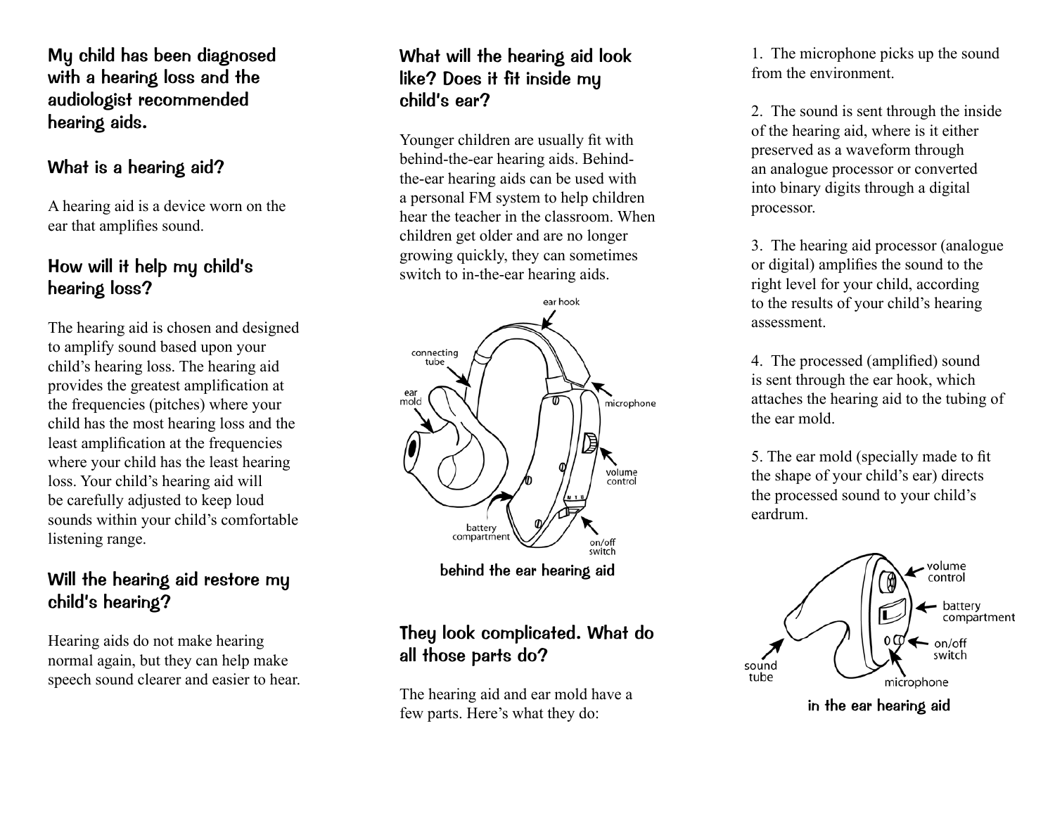## My child has been diagnosed with a hearing loss and the audiologist recommended hearing aids.

### What is a hearing aid?

A hearing aid is a device worn on the ear that amplifies sound.

### How will it help my child's hearing loss?

The hearing aid is chosen and designed to amplify sound based upon your child's hearing loss. The hearing aid provides the greatest amplification at the frequencies (pitches) where your child has the most hearing loss and the least amplification at the frequencies where your child has the least hearing loss. Your child's hearing aid will be carefully adjusted to keep loud sounds within your child's comfortable listening range.

### Will the hearing aid restore my child's hearing?

Hearing aids do not make hearing normal again, but they can help make speech sound clearer and easier to hear.

### What will the hearing aid look like? Does it fit inside my child's ear?

Younger children are usually fit with behind-the-ear hearing aids. Behind-the-ear hearing aids can be used with a personal FM system to help children hear the teacher in the classroom. When children get older and are no longer growing quickly, they can sometimes switch to in-the-ear hearing aids.

ear hook, connecting tube, ear mold, microphone, volume control, battery compartment, on/off switch

behind the ear hearing aid

### They look complicated. What do all those parts do?

The hearing aid and ear mold have a few parts. Here's what they do:

1. The microphone picks up the sound from the environment.

2. The sound is sent through the inside of the hearing aid, where is it either preserved as a waveform through an analogue processor or converted into binary digits through a digital processor.

3. The hearing aid processor (analogue or digital) amplifies the sound to the right level for your child, according to the results of your child's hearing assessment.

4. The processed (amplified) sound is sent through the ear hook, which attaches the hearing aid to the tubing of the ear mold.

5. The ear mold (specially made to fit the shape of your child's ear) directs the processed sound to your child's eardrum.

volume control, battery compartment, on/off switch, microphone, sound tube

in the ear hearing aid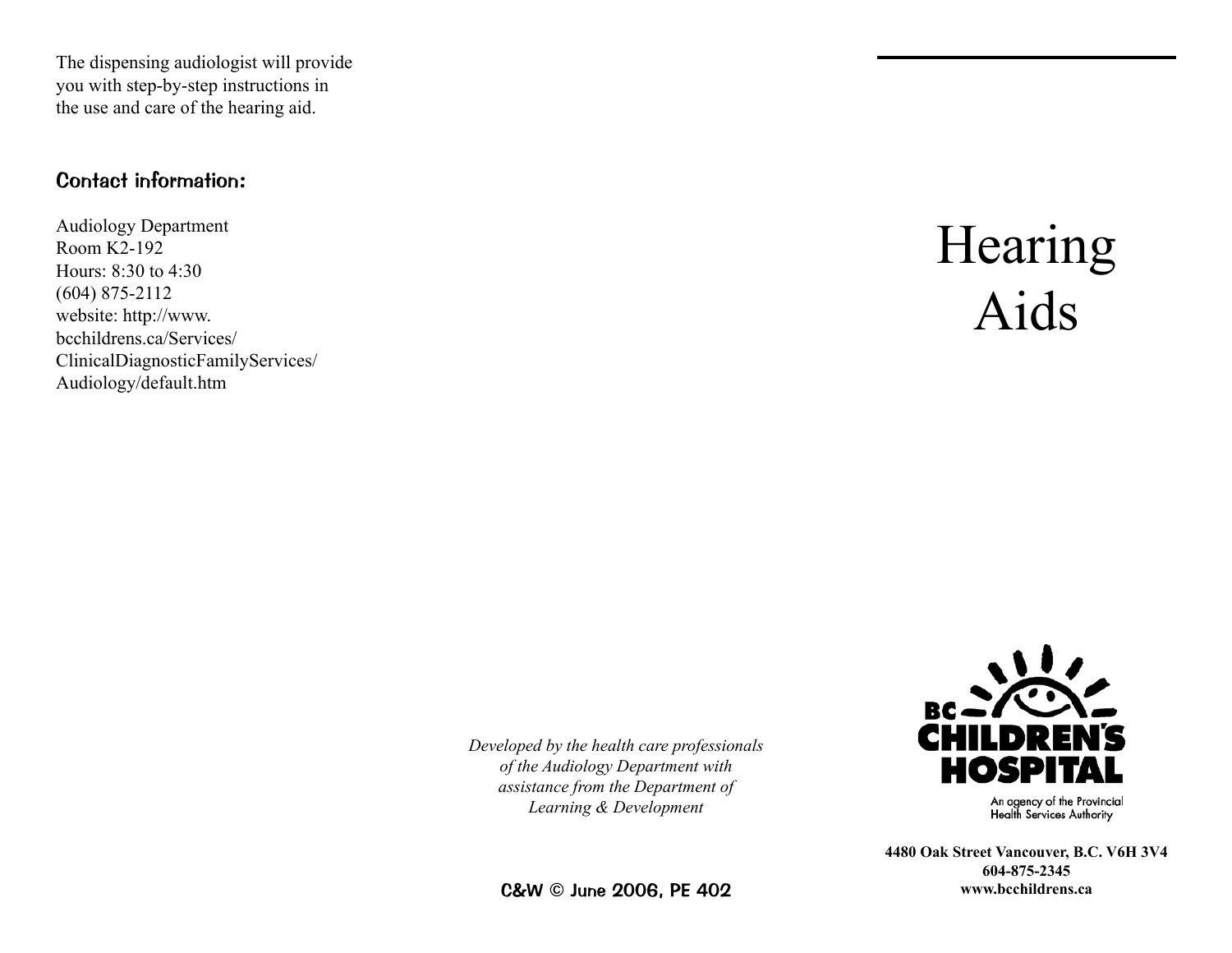The dispensing audiologist will provide you with step-by-step instructions in the use and care of the hearing aid.

## Contact information:

Audiology Department
Room K2-192
Hours: 8:30 to 4:30
(604) 875-2112
website: http://www.bcchildrens.ca/Services/ClinicalDiagnosticFamilyServices/Audiology/default.htm

*Developed by the health care professionals of the Audiology Department with assistance from the Department of Learning & Development*

C&W © June 2006, PE 402

# Hearing Aids

BC CHILDREN'S HOSPITAL

An agency of the Provincial Health Services Authority

**4480 Oak Street Vancouver, B.C. V6H 3V4**
**604-875-2345**
**www.bcchildrens.ca**